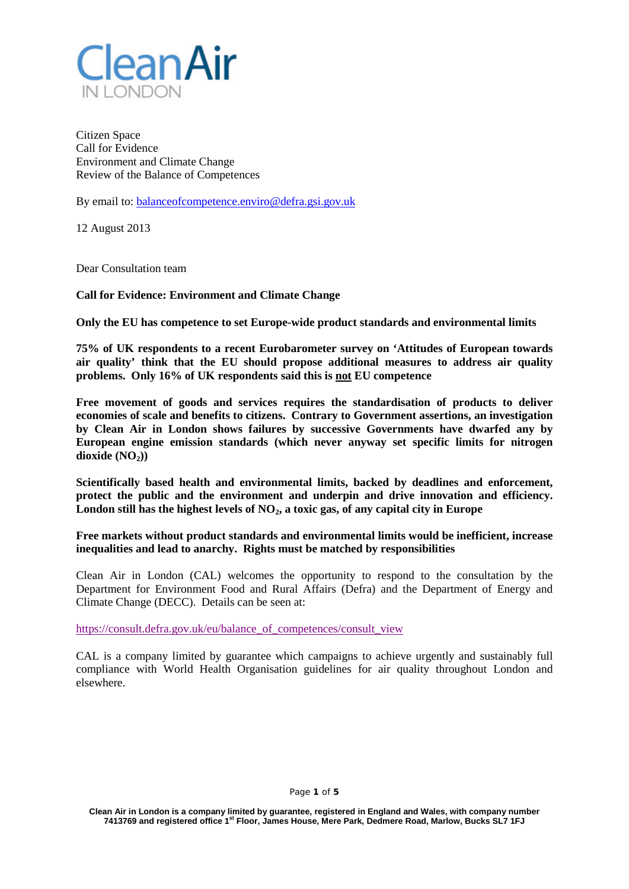Clean Air
IN LONDON

Citizen Space
Call for Evidence
Environment and Climate Change
Review of the Balance of Competences

By email to: balanceofcompetence.enviro@defra.gsi.gov.uk

12 August 2013

Dear Consultation team

**Call for Evidence: Environment and Climate Change**

**Only the EU has competence to set Europe-wide product standards and environmental limits**

**75% of UK respondents to a recent Eurobarometer survey on 'Attitudes of European towards air quality' think that the EU should propose additional measures to address air quality problems. Only 16% of UK respondents said this is <u>not</u> EU competence**

**Free movement of goods and services requires the standardisation of products to deliver economies of scale and benefits to citizens. Contrary to Government assertions, an investigation by Clean Air in London shows failures by successive Governments have dwarfed any by European engine emission standards (which never anyway set specific limits for nitrogen dioxide ($NO_2$))**

**Scientifically based health and environmental limits, backed by deadlines and enforcement, protect the public and the environment and underpin and drive innovation and efficiency. London still has the highest levels of $NO_2$, a toxic gas, of any capital city in Europe**

**Free markets without product standards and environmental limits would be inefficient, increase inequalities and lead to anarchy. Rights must be matched by responsibilities**

Clean Air in London (CAL) welcomes the opportunity to respond to the consultation by the Department for Environment Food and Rural Affairs (Defra) and the Department of Energy and Climate Change (DECC). Details can be seen at:

https://consult.defra.gov.uk/eu/balance_of_competences/consult_view

CAL is a company limited by guarantee which campaigns to achieve urgently and sustainably full compliance with World Health Organisation guidelines for air quality throughout London and elsewhere.

Clean Air in London is a company limited by guarantee, registered in England and Wales, with company number 7413769 and registered office 1st Floor, James House, Mere Park, Dedmere Road, Marlow, Bucks SL7 1FJ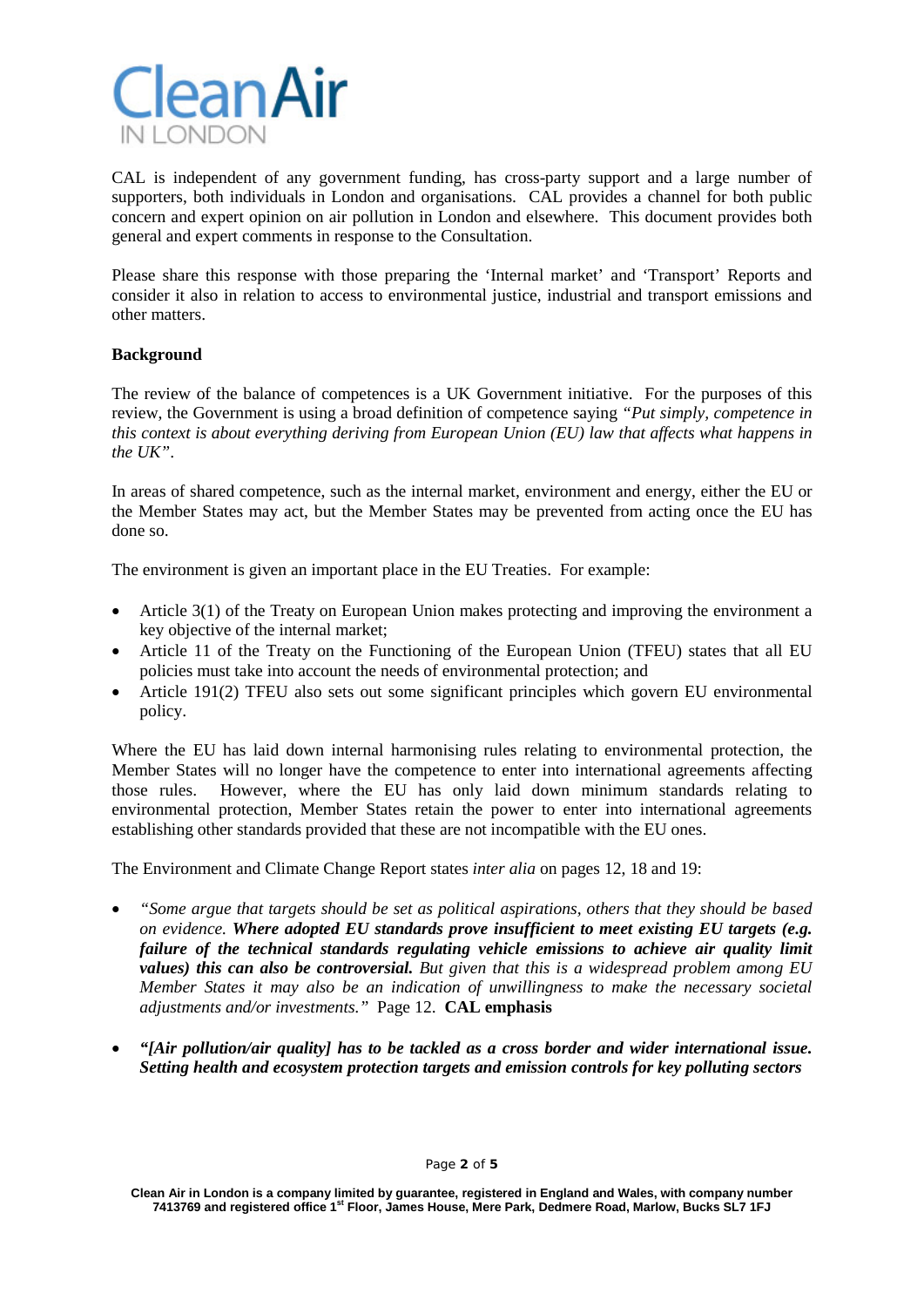CAL is independent of any government funding, has cross-party support and a large number of supporters, both individuals in London and organisations. CAL provides a channel for both public concern and expert opinion on air pollution in London and elsewhere. This document provides both general and expert comments in response to the Consultation.

Please share this response with those preparing the 'Internal market' and 'Transport' Reports and consider it also in relation to access to environmental justice, industrial and transport emissions and other matters.

**Background**

The review of the balance of competences is a UK Government initiative. For the purposes of this review, the Government is using a broad definition of competence saying *"Put simply, competence in this context is about everything deriving from European Union (EU) law that affects what happens in the UK"*.

In areas of shared competence, such as the internal market, environment and energy, either the EU or the Member States may act, but the Member States may be prevented from acting once the EU has done so.

The environment is given an important place in the EU Treaties. For example:

- Article 3(1) of the Treaty on European Union makes protecting and improving the environment a key objective of the internal market;
- Article 11 of the Treaty on the Functioning of the European Union (TFEU) states that all EU policies must take into account the needs of environmental protection; and
- Article 191(2) TFEU also sets out some significant principles which govern EU environmental policy.

Where the EU has laid down internal harmonising rules relating to environmental protection, the Member States will no longer have the competence to enter into international agreements affecting those rules. However, where the EU has only laid down minimum standards relating to environmental protection, Member States retain the power to enter into international agreements establishing other standards provided that these are not incompatible with the EU ones.

The Environment and Climate Change Report states *inter alia* on pages 12, 18 and 19:

- *"Some argue that targets should be set as political aspirations, others that they should be based on evidence.* ***Where adopted EU standards prove insufficient to meet existing EU targets (e.g. failure of the technical standards regulating vehicle emissions to achieve air quality limit values) this can also be controversial.*** *But given that this is a widespread problem among EU Member States it may also be an indication of unwillingness to make the necessary societal adjustments and/or investments."* Page 12. **CAL emphasis**
- ***"[Air pollution/air quality] has to be tackled as a cross border and wider international issue. Setting health and ecosystem protection targets and emission controls for key polluting sectors***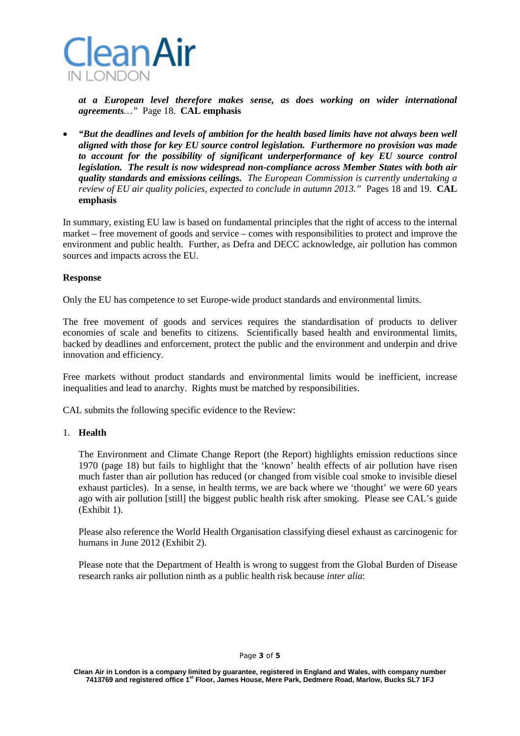***at a European level therefore makes sense, as does working on wider international agreements**…*" Page 18. **CAL emphasis**

- ***"But the deadlines and levels of ambition for the health based limits have not always been well aligned with those for key EU source control legislation. Furthermore no provision was made to account for the possibility of significant underperformance of key EU source control legislation. The result is now widespread non-compliance across Member States with both air quality standards and emissions ceilings.** The European Commission is currently undertaking a review of EU air quality policies, expected to conclude in autumn 2013."* Pages 18 and 19. **CAL emphasis**

In summary, existing EU law is based on fundamental principles that the right of access to the internal market – free movement of goods and service – comes with responsibilities to protect and improve the environment and public health. Further, as Defra and DECC acknowledge, air pollution has common sources and impacts across the EU.

**Response**

Only the EU has competence to set Europe-wide product standards and environmental limits.

The free movement of goods and services requires the standardisation of products to deliver economies of scale and benefits to citizens. Scientifically based health and environmental limits, backed by deadlines and enforcement, protect the public and the environment and underpin and drive innovation and efficiency.

Free markets without product standards and environmental limits would be inefficient, increase inequalities and lead to anarchy. Rights must be matched by responsibilities.

CAL submits the following specific evidence to the Review:

1. **Health**

   The Environment and Climate Change Report (the Report) highlights emission reductions since 1970 (page 18) but fails to highlight that the 'known' health effects of air pollution have risen much faster than air pollution has reduced (or changed from visible coal smoke to invisible diesel exhaust particles). In a sense, in health terms, we are back where we 'thought' we were 60 years ago with air pollution [still] the biggest public health risk after smoking. Please see CAL's guide (Exhibit 1).

   Please also reference the World Health Organisation classifying diesel exhaust as carcinogenic for humans in June 2012 (Exhibit 2).

   Please note that the Department of Health is wrong to suggest from the Global Burden of Disease research ranks air pollution ninth as a public health risk because *inter alia*: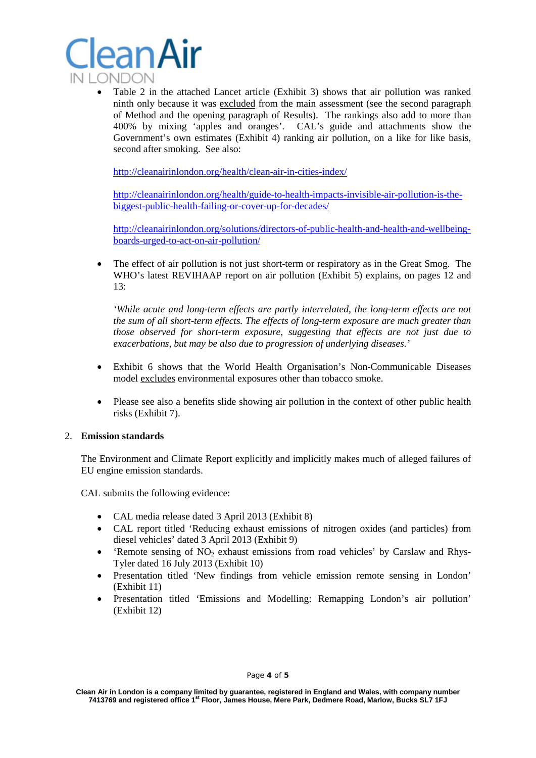- Table 2 in the attached Lancet article (Exhibit 3) shows that air pollution was ranked ninth only because it was excluded from the main assessment (see the second paragraph of Method and the opening paragraph of Results). The rankings also add to more than 400% by mixing 'apples and oranges'. CAL's guide and attachments show the Government's own estimates (Exhibit 4) ranking air pollution, on a like for like basis, second after smoking. See also:

  http://cleanairinlondon.org/health/clean-air-in-cities-index/

  http://cleanairinlondon.org/health/guide-to-health-impacts-invisible-air-pollution-is-the-biggest-public-health-failing-or-cover-up-for-decades/

  http://cleanairinlondon.org/solutions/directors-of-public-health-and-health-and-wellbeing-boards-urged-to-act-on-air-pollution/

- The effect of air pollution is not just short-term or respiratory as in the Great Smog. The WHO's latest REVIHAAP report on air pollution (Exhibit 5) explains, on pages 12 and 13:

  *'While acute and long-term effects are partly interrelated, the long-term effects are not the sum of all short-term effects. The effects of long-term exposure are much greater than those observed for short-term exposure, suggesting that effects are not just due to exacerbations, but may be also due to progression of underlying diseases.'*

- Exhibit 6 shows that the World Health Organisation's Non-Communicable Diseases model excludes environmental exposures other than tobacco smoke.

- Please see also a benefits slide showing air pollution in the context of other public health risks (Exhibit 7).

2. **Emission standards**

The Environment and Climate Report explicitly and implicitly makes much of alleged failures of EU engine emission standards.

CAL submits the following evidence:

- CAL media release dated 3 April 2013 (Exhibit 8)
- CAL report titled 'Reducing exhaust emissions of nitrogen oxides (and particles) from diesel vehicles' dated 3 April 2013 (Exhibit 9)
- 'Remote sensing of $NO_2$ exhaust emissions from road vehicles' by Carslaw and Rhys-Tyler dated 16 July 2013 (Exhibit 10)
- Presentation titled 'New findings from vehicle emission remote sensing in London' (Exhibit 11)
- Presentation titled 'Emissions and Modelling: Remapping London's air pollution' (Exhibit 12)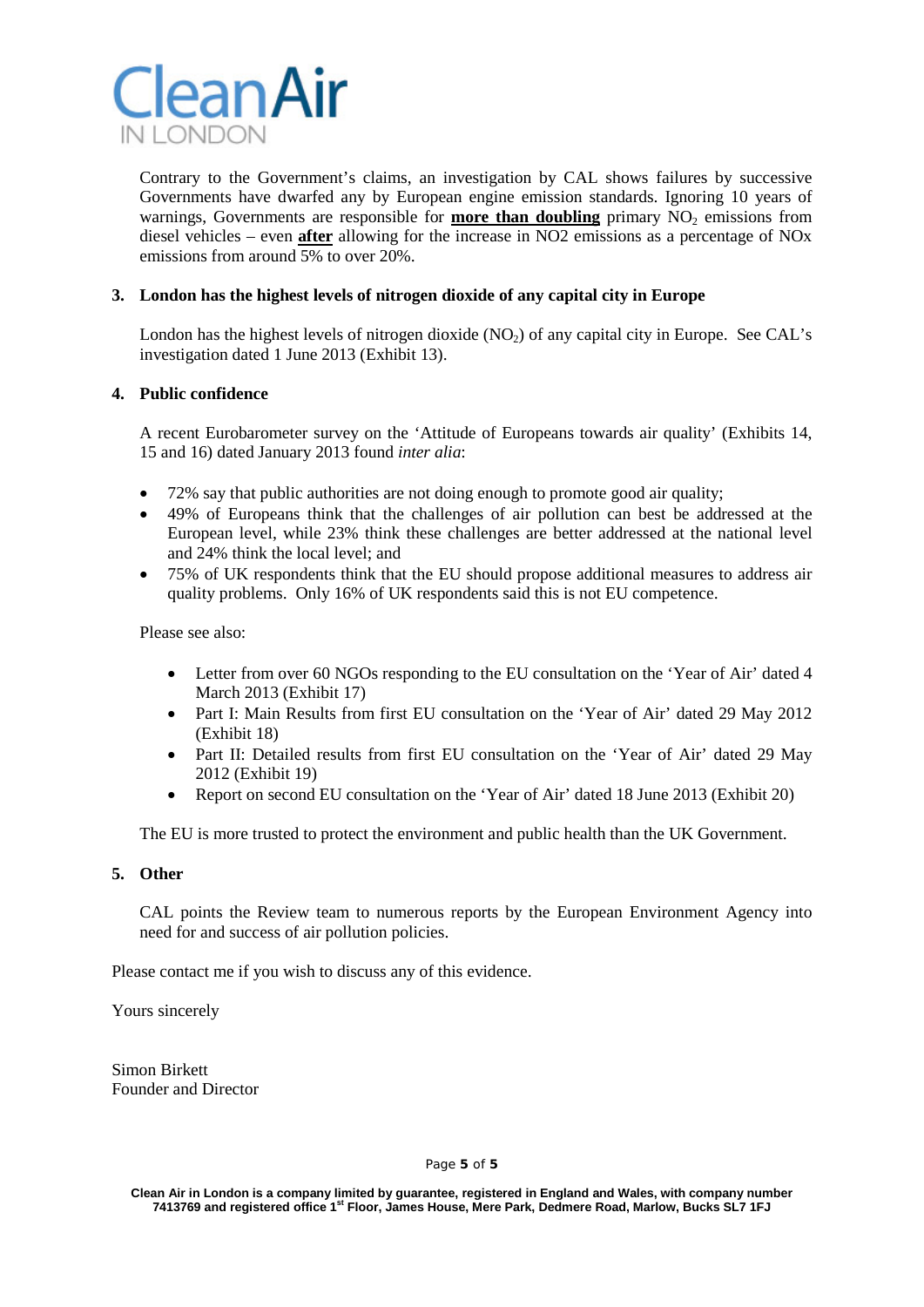Contrary to the Government's claims, an investigation by CAL shows failures by successive Governments have dwarfed any by European engine emission standards. Ignoring 10 years of warnings, Governments are responsible for **more than doubling** primary $NO_2$ emissions from diesel vehicles – even **after** allowing for the increase in NO2 emissions as a percentage of NOx emissions from around 5% to over 20%.

**3. London has the highest levels of nitrogen dioxide of any capital city in Europe**

London has the highest levels of nitrogen dioxide ($NO_2$) of any capital city in Europe. See CAL's investigation dated 1 June 2013 (Exhibit 13).

**4. Public confidence**

A recent Eurobarometer survey on the 'Attitude of Europeans towards air quality' (Exhibits 14, 15 and 16) dated January 2013 found *inter alia*:

- 72% say that public authorities are not doing enough to promote good air quality;
- 49% of Europeans think that the challenges of air pollution can best be addressed at the European level, while 23% think these challenges are better addressed at the national level and 24% think the local level; and
- 75% of UK respondents think that the EU should propose additional measures to address air quality problems. Only 16% of UK respondents said this is not EU competence.

Please see also:

- Letter from over 60 NGOs responding to the EU consultation on the 'Year of Air' dated 4 March 2013 (Exhibit 17)
- Part I: Main Results from first EU consultation on the 'Year of Air' dated 29 May 2012 (Exhibit 18)
- Part II: Detailed results from first EU consultation on the 'Year of Air' dated 29 May 2012 (Exhibit 19)
- Report on second EU consultation on the 'Year of Air' dated 18 June 2013 (Exhibit 20)

The EU is more trusted to protect the environment and public health than the UK Government.

**5. Other**

CAL points the Review team to numerous reports by the European Environment Agency into need for and success of air pollution policies.

Please contact me if you wish to discuss any of this evidence.

Yours sincerely

Simon Birkett
Founder and Director

**Clean Air in London is a company limited by guarantee, registered in England and Wales, with company number 7413769 and registered office 1st Floor, James House, Mere Park, Dedmere Road, Marlow, Bucks SL7 1FJ**